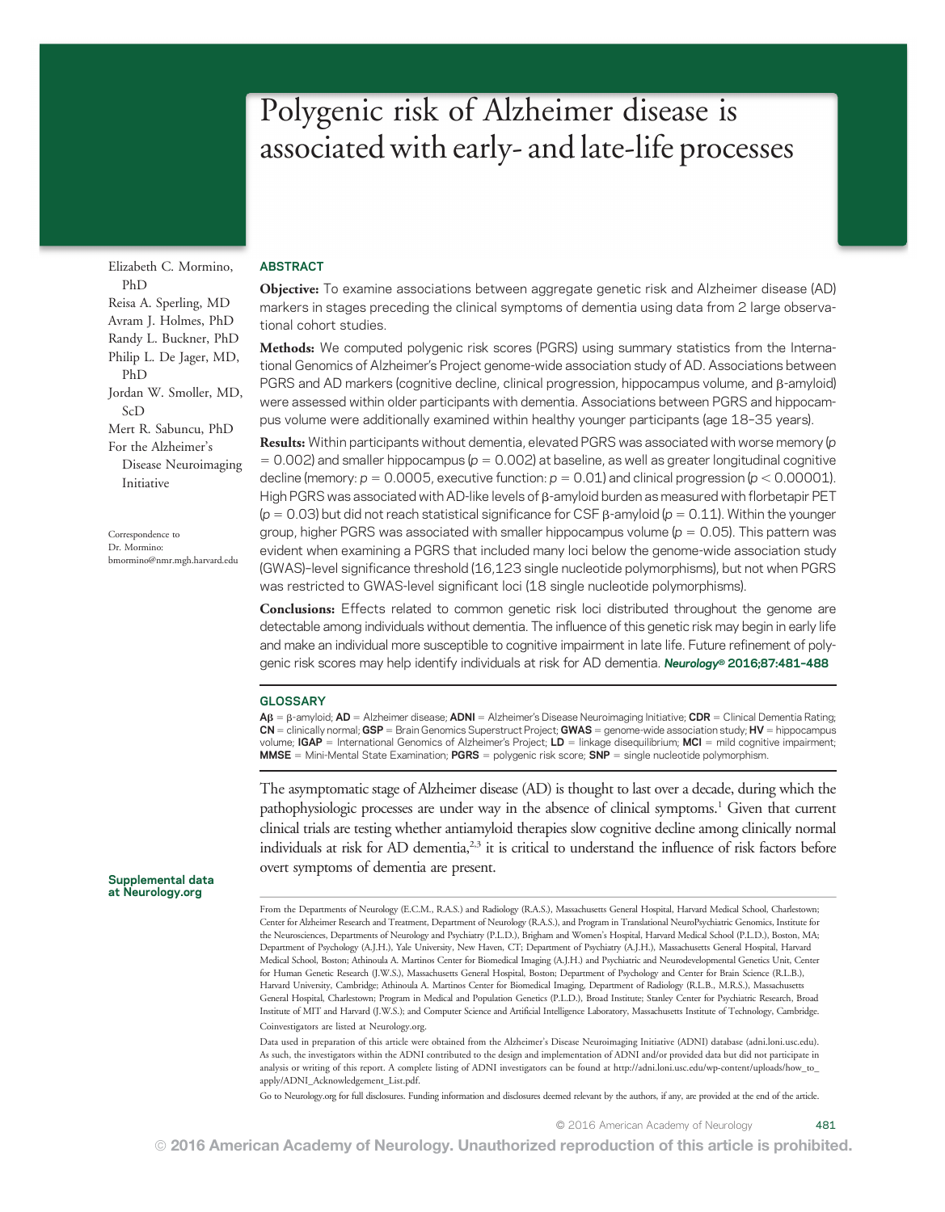# Polygenic risk of Alzheimer disease is associated with early- and late-life processes

Elizabeth C. Mormino, PhD
Reisa A. Sperling, MD
Avram J. Holmes, PhD
Randy L. Buckner, PhD
Philip L. De Jager, MD, PhD
Jordan W. Smoller, MD, ScD
Mert R. Sabuncu, PhD
For the Alzheimer's Disease Neuroimaging Initiative

Correspondence to Dr. Mormino: bmormino@nmr.mgh.harvard.edu

Supplemental data at Neurology.org

## ABSTRACT

**Objective:** To examine associations between aggregate genetic risk and Alzheimer disease (AD) markers in stages preceding the clinical symptoms of dementia using data from 2 large observational cohort studies.

**Methods:** We computed polygenic risk scores (PGRS) using summary statistics from the International Genomics of Alzheimer's Project genome-wide association study of AD. Associations between PGRS and AD markers (cognitive decline, clinical progression, hippocampus volume, and β-amyloid) were assessed within older participants with dementia. Associations between PGRS and hippocampus volume were additionally examined within healthy younger participants (age 18–35 years).

**Results:** Within participants without dementia, elevated PGRS was associated with worse memory ($p = 0.002$) and smaller hippocampus ($p = 0.002$) at baseline, as well as greater longitudinal cognitive decline (memory: $p = 0.0005$, executive function: $p = 0.01$) and clinical progression ($p < 0.00001$). High PGRS was associated with AD-like levels of β-amyloid burden as measured with florbetapir PET ($p = 0.03$) but did not reach statistical significance for CSF β-amyloid ($p = 0.11$). Within the younger group, higher PGRS was associated with smaller hippocampus volume ($p = 0.05$). This pattern was evident when examining a PGRS that included many loci below the genome-wide association study (GWAS)–level significance threshold (16,123 single nucleotide polymorphisms), but not when PGRS was restricted to GWAS-level significant loci (18 single nucleotide polymorphisms).

**Conclusions:** Effects related to common genetic risk loci distributed throughout the genome are detectable among individuals without dementia. The influence of this genetic risk may begin in early life and make an individual more susceptible to cognitive impairment in late life. Future refinement of polygenic risk scores may help identify individuals at risk for AD dementia. *Neurology®* **2016;87:481–488**

## GLOSSARY

**Aβ** = β-amyloid; **AD** = Alzheimer disease; **ADNI** = Alzheimer's Disease Neuroimaging Initiative; **CDR** = Clinical Dementia Rating; **CN** = clinically normal; **GSP** = Brain Genomics Superstruct Project; **GWAS** = genome-wide association study; **HV** = hippocampus volume; **IGAP** = International Genomics of Alzheimer's Project; **LD** = linkage disequilibrium; **MCI** = mild cognitive impairment; **MMSE** = Mini-Mental State Examination; **PGRS** = polygenic risk score; **SNP** = single nucleotide polymorphism.

The asymptomatic stage of Alzheimer disease (AD) is thought to last over a decade, during which the pathophysiologic processes are under way in the absence of clinical symptoms.[1] Given that current clinical trials are testing whether antiamyloid therapies slow cognitive decline among clinically normal individuals at risk for AD dementia,[2,3] it is critical to understand the influence of risk factors before overt symptoms of dementia are present.

From the Departments of Neurology (E.C.M., R.A.S.) and Radiology (R.A.S.), Massachusetts General Hospital, Harvard Medical School, Charlestown; Center for Alzheimer Research and Treatment, Department of Neurology (R.A.S.), and Program in Translational NeuroPsychiatric Genomics, Institute for the Neurosciences, Departments of Neurology and Psychiatry (P.L.D.), Brigham and Women's Hospital, Harvard Medical School (P.L.D.), Boston, MA; Department of Psychology (A.J.H.), Yale University, New Haven, CT; Department of Psychiatry (A.J.H.), Massachusetts General Hospital, Harvard Medical School, Boston; Athinoula A. Martinos Center for Biomedical Imaging (A.J.H.) and Psychiatric and Neurodevelopmental Genetics Unit, Center for Human Genetic Research (J.W.S.), Massachusetts General Hospital, Boston; Department of Psychology and Center for Brain Science (R.L.B.), Harvard University, Cambridge; Athinoula A. Martinos Center for Biomedical Imaging, Department of Radiology (R.L.B., M.R.S.), Massachusetts General Hospital, Charlestown; Program in Medical and Population Genetics (P.L.D.), Broad Institute; Stanley Center for Psychiatric Research, Broad Institute of MIT and Harvard (J.W.S.); and Computer Science and Artificial Intelligence Laboratory, Massachusetts Institute of Technology, Cambridge.

Coinvestigators are listed at Neurology.org.

Data used in preparation of this article were obtained from the Alzheimer's Disease Neuroimaging Initiative (ADNI) database (adni.loni.usc.edu). As such, the investigators within the ADNI contributed to the design and implementation of ADNI and/or provided data but did not participate in analysis or writing of this report. A complete listing of ADNI investigators can be found at http://adni.loni.usc.edu/wp-content/uploads/how_to_apply/ADNI_Acknowledgement_List.pdf.

Go to Neurology.org for full disclosures. Funding information and disclosures deemed relevant by the authors, if any, are provided at the end of the article.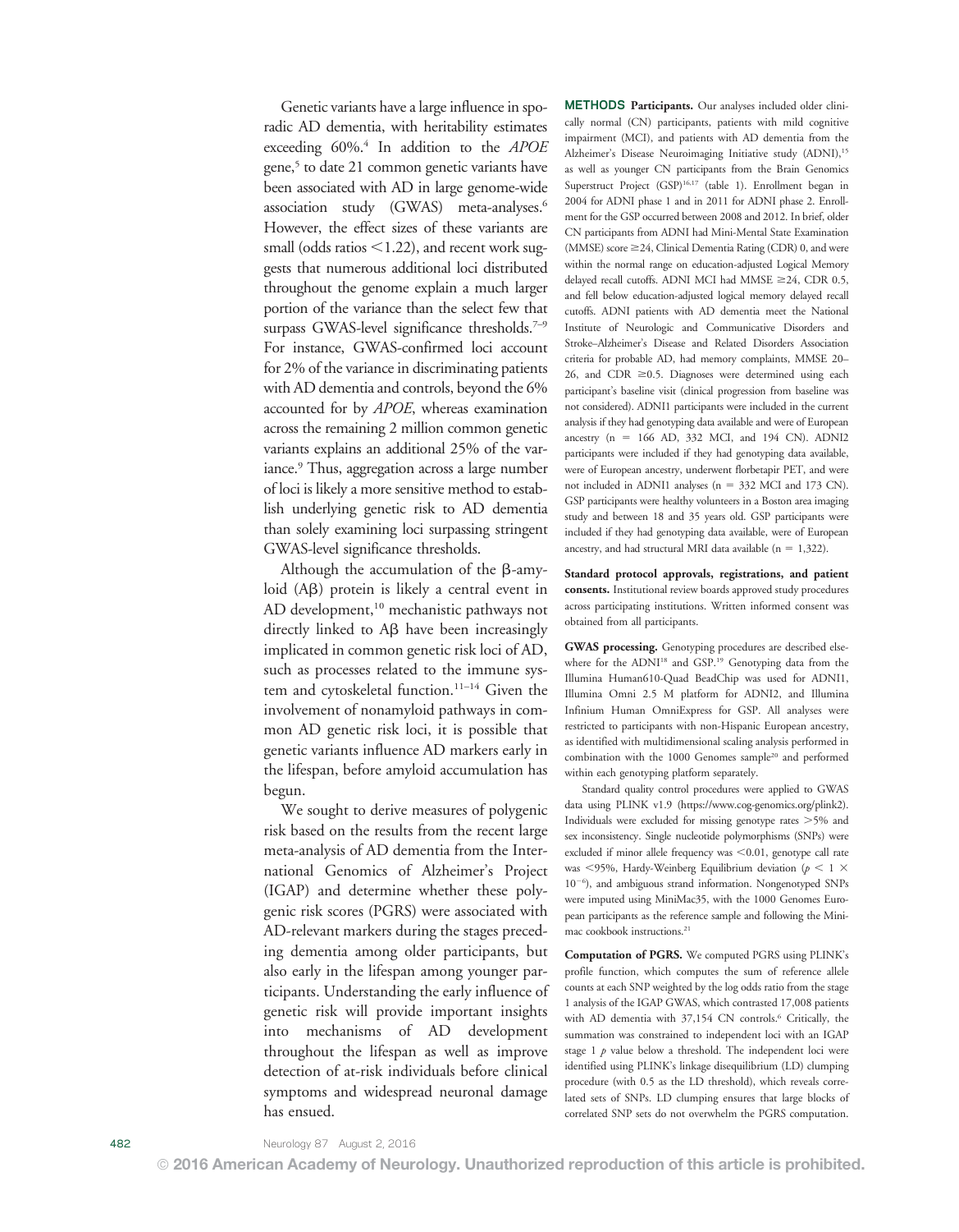Genetic variants have a large influence in sporadic AD dementia, with heritability estimates exceeding 60%.[4] In addition to the *APOE* gene,[5] to date 21 common genetic variants have been associated with AD in large genome-wide association study (GWAS) meta-analyses.[6] However, the effect sizes of these variants are small (odds ratios <1.22), and recent work suggests that numerous additional loci distributed throughout the genome explain a much larger portion of the variance than the select few that surpass GWAS-level significance thresholds.[7–9] For instance, GWAS-confirmed loci account for 2% of the variance in discriminating patients with AD dementia and controls, beyond the 6% accounted for by *APOE*, whereas examination across the remaining 2 million common genetic variants explains an additional 25% of the variance.[9] Thus, aggregation across a large number of loci is likely a more sensitive method to establish underlying genetic risk to AD dementia than solely examining loci surpassing stringent GWAS-level significance thresholds.

Although the accumulation of the β-amyloid (Aβ) protein is likely a central event in AD development,[10] mechanistic pathways not directly linked to Aβ have been increasingly implicated in common genetic risk loci of AD, such as processes related to the immune system and cytoskeletal function.[11–14] Given the involvement of nonamyloid pathways in common AD genetic risk loci, it is possible that genetic variants influence AD markers early in the lifespan, before amyloid accumulation has begun.

We sought to derive measures of polygenic risk based on the results from the recent large meta-analysis of AD dementia from the International Genomics of Alzheimer's Project (IGAP) and determine whether these polygenic risk scores (PGRS) were associated with AD-relevant markers during the stages preceding dementia among older participants, but also early in the lifespan among younger participants. Understanding the early influence of genetic risk will provide important insights into mechanisms of AD development throughout the lifespan as well as improve detection of at-risk individuals before clinical symptoms and widespread neuronal damage has ensued.

## METHODS

**Participants.** Our analyses included older clinically normal (CN) participants, patients with mild cognitive impairment (MCI), and patients with AD dementia from the Alzheimer's Disease Neuroimaging Initiative study (ADNI),[15] as well as younger CN participants from the Brain Genomics Superstruct Project (GSP)[16,17] (table 1). Enrollment began in 2004 for ADNI phase 1 and in 2011 for ADNI phase 2. Enrollment for the GSP occurred between 2008 and 2012. In brief, older CN participants from ADNI had Mini-Mental State Examination (MMSE) score ≥24, Clinical Dementia Rating (CDR) 0, and were within the normal range on education-adjusted Logical Memory delayed recall cutoffs. ADNI MCI had MMSE ≥24, CDR 0.5, and fell below education-adjusted logical memory delayed recall cutoffs. ADNI patients with AD dementia meet the National Institute of Neurologic and Communicative Disorders and Stroke–Alzheimer's Disease and Related Disorders Association criteria for probable AD, had memory complaints, MMSE 20–26, and CDR ≥0.5. Diagnoses were determined using each participant's baseline visit (clinical progression from baseline was not considered). ADNI1 participants were included in the current analysis if they had genotyping data available and were of European ancestry (n = 166 AD, 332 MCI, and 194 CN). ADNI2 participants were included if they had genotyping data available, were of European ancestry, underwent florbetapir PET, and were not included in ADNI1 analyses (n = 332 MCI and 173 CN). GSP participants were healthy volunteers in a Boston area imaging study and between 18 and 35 years old. GSP participants were included if they had genotyping data available, were of European ancestry, and had structural MRI data available (n = 1,322).

**Standard protocol approvals, registrations, and patient consents.** Institutional review boards approved study procedures across participating institutions. Written informed consent was obtained from all participants.

**GWAS processing.** Genotyping procedures are described elsewhere for the ADNI[18] and GSP.[19] Genotyping data from the Illumina Human610-Quad BeadChip was used for ADNI1, Illumina Omni 2.5 M platform for ADNI2, and Illumina Infinium Human OmniExpress for GSP. All analyses were restricted to participants with non-Hispanic European ancestry, as identified with multidimensional scaling analysis performed in combination with the 1000 Genomes sample[20] and performed within each genotyping platform separately.

Standard quality control procedures were applied to GWAS data using PLINK v1.9 (https://www.cog-genomics.org/plink2). Individuals were excluded for missing genotype rates >5% and sex inconsistency. Single nucleotide polymorphisms (SNPs) were excluded if minor allele frequency was <0.01, genotype call rate was <95%, Hardy-Weinberg Equilibrium deviation ($p < 1 \times 10^{-6}$), and ambiguous strand information. Nongenotyped SNPs were imputed using MiniMac35, with the 1000 Genomes European participants as the reference sample and following the Minimac cookbook instructions.[21]

**Computation of PGRS.** We computed PGRS using PLINK's profile function, which computes the sum of reference allele counts at each SNP weighted by the log odds ratio from the stage 1 analysis of the IGAP GWAS, which contrasted 17,008 patients with AD dementia with 37,154 CN controls.[6] Critically, the summation was constrained to independent loci with an IGAP stage 1 *p* value below a threshold. The independent loci were identified using PLINK's linkage disequilibrium (LD) clumping procedure (with 0.5 as the LD threshold), which reveals correlated sets of SNPs. LD clumping ensures that large blocks of correlated SNP sets do not overwhelm the PGRS computation.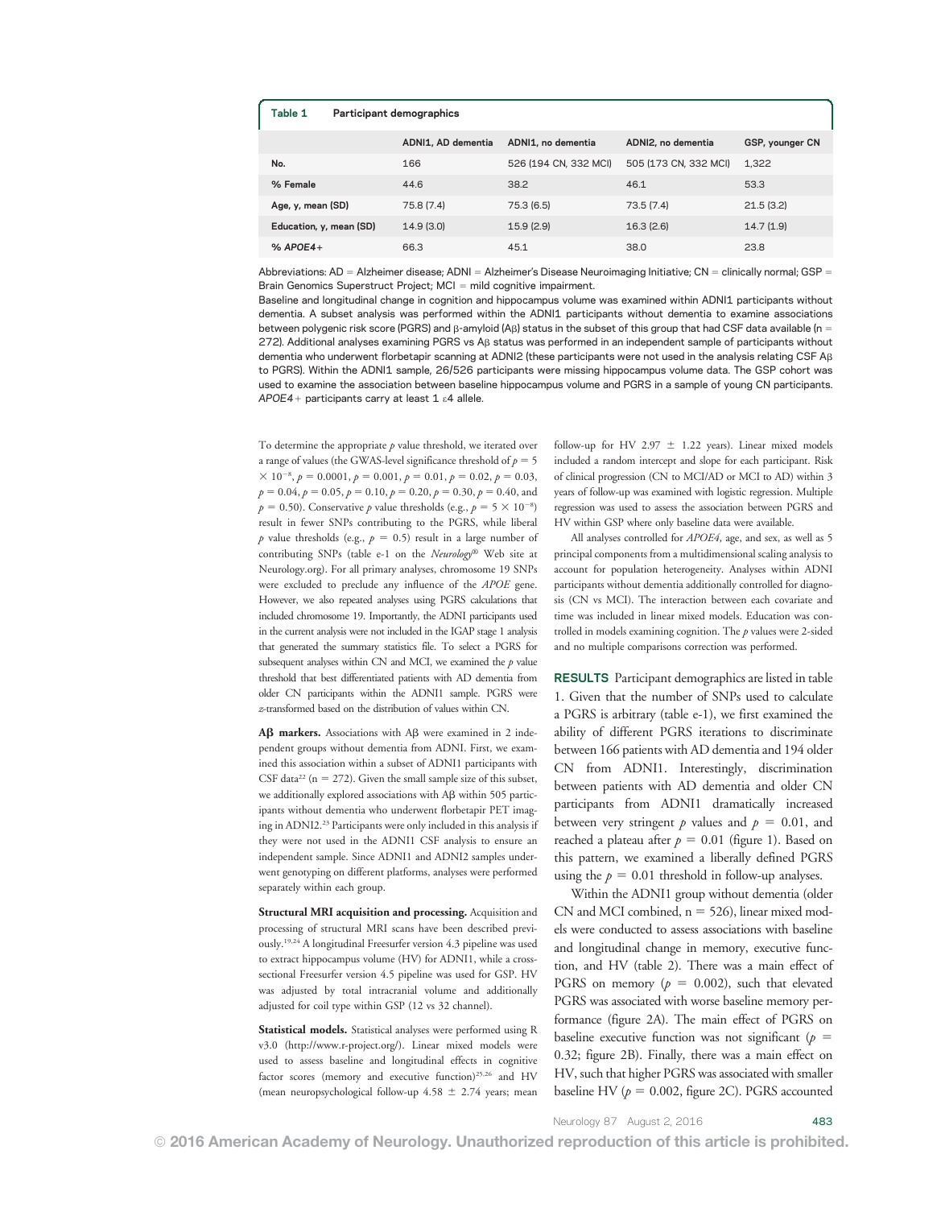**Table 1 Participant demographics**

| | ADNI1, AD dementia | ADNI1, no dementia | ADNI2, no dementia | GSP, younger CN |
|---|---|---|---|---|
| No. | 166 | 526 (194 CN, 332 MCI) | 505 (173 CN, 332 MCI) | 1,322 |
| % Female | 44.6 | 38.2 | 46.1 | 53.3 |
| Age, y, mean (SD) | 75.8 (7.4) | 75.3 (6.5) | 73.5 (7.4) | 21.5 (3.2) |
| Education, y, mean (SD) | 14.9 (3.0) | 15.9 (2.9) | 16.3 (2.6) | 14.7 (1.9) |
| % *APOE4*+ | 66.3 | 45.1 | 38.0 | 23.8 |

Abbreviations: AD = Alzheimer disease; ADNI = Alzheimer's Disease Neuroimaging Initiative; CN = clinically normal; GSP = Brain Genomics Superstruct Project; MCI = mild cognitive impairment.
Baseline and longitudinal change in cognition and hippocampus volume was examined within ADNI1 participants without dementia. A subset analysis was performed within the ADNI1 participants without dementia to examine associations between polygenic risk score (PGRS) and β-amyloid (Aβ) status in the subset of this group that had CSF data available (n = 272). Additional analyses examining PGRS vs Aβ status was performed in an independent sample of participants without dementia who underwent florbetapir scanning at ADNI2 (these participants were not used in the analysis relating CSF Aβ to PGRS). Within the ADNI1 sample, 26/526 participants were missing hippocampus volume data. The GSP cohort was used to examine the association between baseline hippocampus volume and PGRS in a sample of young CN participants. *APOE4*+ participants carry at least 1 ε4 allele.

To determine the appropriate $p$ value threshold, we iterated over a range of values (the GWAS-level significance threshold of $p = 5 \times 10^{-8}$, $p = 0.0001$, $p = 0.001$, $p = 0.01$, $p = 0.02$, $p = 0.03$, $p = 0.04$, $p = 0.05$, $p = 0.10$, $p = 0.20$, $p = 0.30$, $p = 0.40$, and $p = 0.50$). Conservative $p$ value thresholds (e.g., $p = 5 \times 10^{-8}$) result in fewer SNPs contributing to the PGRS, while liberal $p$ value thresholds (e.g., $p = 0.5$) result in a large number of contributing SNPs (table e-1 on the *Neurology*® Web site at Neurology.org). For all primary analyses, chromosome 19 SNPs were excluded to preclude any influence of the *APOE* gene. However, we also repeated analyses using PGRS calculations that included chromosome 19. Importantly, the ADNI participants used in the current analysis were not included in the IGAP stage 1 analysis that generated the summary statistics file. To select a PGRS for subsequent analyses within CN and MCI, we examined the $p$ value threshold that best differentiated patients with AD dementia from older CN participants within the ADNI1 sample. PGRS were $z$-transformed based on the distribution of values within CN.

**Aβ markers.** Associations with Aβ were examined in 2 independent groups without dementia from ADNI. First, we examined this association within a subset of ADNI1 participants with CSF data[22] (n = 272). Given the small sample size of this subset, we additionally explored associations with Aβ within 505 participants without dementia who underwent florbetapir PET imaging in ADNI2.[23] Participants were only included in this analysis if they were not used in the ADNI1 CSF analysis to ensure an independent sample. Since ADNI1 and ADNI2 samples underwent genotyping on different platforms, analyses were performed separately within each group.

**Structural MRI acquisition and processing.** Acquisition and processing of structural MRI scans have been described previously.[19,24] A longitudinal Freesurfer version 4.3 pipeline was used to extract hippocampus volume (HV) for ADNI1, while a cross-sectional Freesurfer version 4.5 pipeline was used for GSP. HV was adjusted by total intracranial volume and additionally adjusted for coil type within GSP (12 vs 32 channel).

**Statistical models.** Statistical analyses were performed using R v3.0 (http://www.r-project.org/). Linear mixed models were used to assess baseline and longitudinal effects in cognitive factor scores (memory and executive function)[25,26] and HV (mean neuropsychological follow-up 4.58 ± 2.74 years; mean follow-up for HV 2.97 ± 1.22 years). Linear mixed models included a random intercept and slope for each participant. Risk of clinical progression (CN to MCI/AD or MCI to AD) within 3 years of follow-up was examined with logistic regression. Multiple regression was used to assess the association between PGRS and HV within GSP where only baseline data were available.

All analyses controlled for *APOE4*, age, and sex, as well as 5 principal components from a multidimensional scaling analysis to account for population heterogeneity. Analyses within ADNI participants without dementia additionally controlled for diagnosis (CN vs MCI). The interaction between each covariate and time was included in linear mixed models. Education was controlled in models examining cognition. The $p$ values were 2-sided and no multiple comparisons correction was performed.

**RESULTS** Participant demographics are listed in table 1. Given that the number of SNPs used to calculate a PGRS is arbitrary (table e-1), we first examined the ability of different PGRS iterations to discriminate between 166 patients with AD dementia and 194 older CN from ADNI1. Interestingly, discrimination between patients with AD dementia and older CN participants from ADNI1 dramatically increased between very stringent $p$ values and $p = 0.01$, and reached a plateau after $p = 0.01$ (figure 1). Based on this pattern, we examined a liberally defined PGRS using the $p = 0.01$ threshold in follow-up analyses.

Within the ADNI1 group without dementia (older CN and MCI combined, n = 526), linear mixed models were conducted to assess associations with baseline and longitudinal change in memory, executive function, and HV (table 2). There was a main effect of PGRS on memory ($p = 0.002$), such that elevated PGRS was associated with worse baseline memory performance (figure 2A). The main effect of PGRS on baseline executive function was not significant ($p = 0.32$; figure 2B). Finally, there was a main effect on HV, such that higher PGRS was associated with smaller baseline HV ($p = 0.002$, figure 2C). PGRS accounted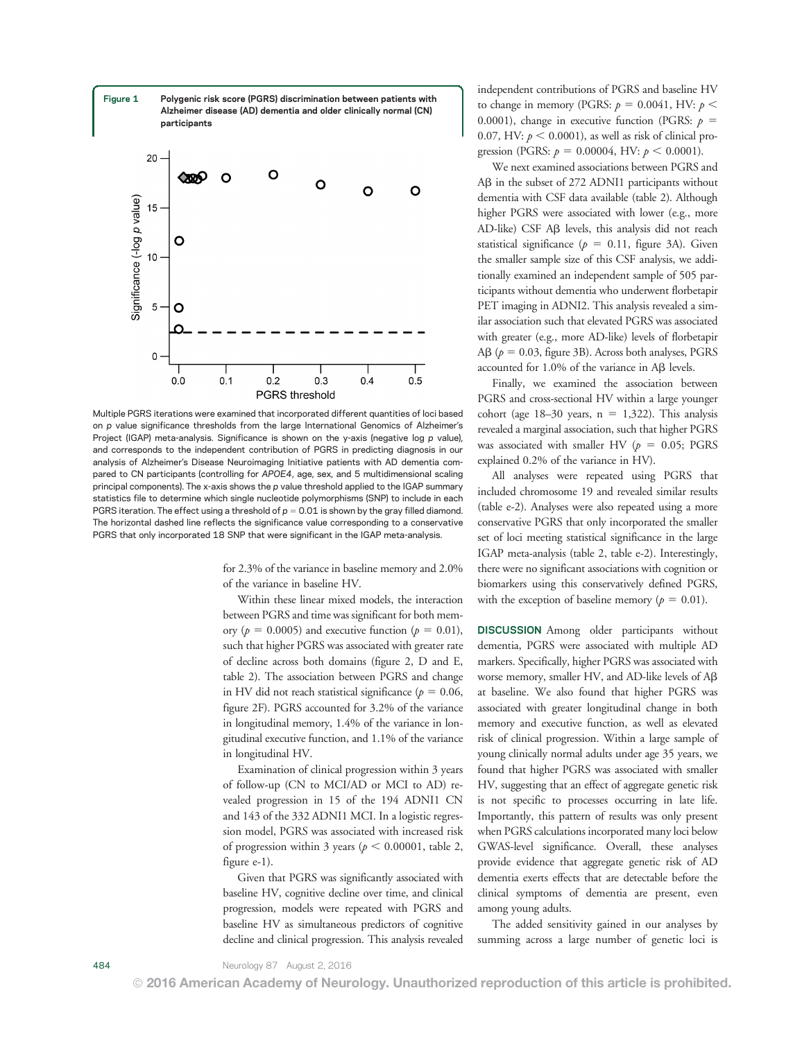Figure 1 Polygenic risk score (PGRS) discrimination between patients with Alzheimer disease (AD) dementia and older clinically normal (CN) participants

Multiple PGRS iterations were examined that incorporated different quantities of loci based on p value significance thresholds from the large International Genomics of Alzheimer's Project (IGAP) meta-analysis. Significance is shown on the y-axis (negative log p value), and corresponds to the independent contribution of PGRS in predicting diagnosis in our analysis of Alzheimer's Disease Neuroimaging Initiative patients with AD dementia compared to CN participants (controlling for *APOE4*, age, sex, and 5 multidimensional scaling principal components). The x-axis shows the p value threshold applied to the IGAP summary statistics file to determine which single nucleotide polymorphisms (SNP) to include in each PGRS iteration. The effect using a threshold of $p = 0.01$ is shown by the gray filled diamond. The horizontal dashed line reflects the significance value corresponding to a conservative PGRS that only incorporated 18 SNP that were significant in the IGAP meta-analysis.

for 2.3% of the variance in baseline memory and 2.0% of the variance in baseline HV.

Within these linear mixed models, the interaction between PGRS and time was significant for both memory ($p = 0.0005$) and executive function ($p = 0.01$), such that higher PGRS was associated with greater rate of decline across both domains (figure 2, D and E, table 2). The association between PGRS and change in HV did not reach statistical significance ($p = 0.06$, figure 2F). PGRS accounted for 3.2% of the variance in longitudinal memory, 1.4% of the variance in longitudinal executive function, and 1.1% of the variance in longitudinal HV.

Examination of clinical progression within 3 years of follow-up (CN to MCI/AD or MCI to AD) revealed progression in 15 of the 194 ADNI1 CN and 143 of the 332 ADNI1 MCI. In a logistic regression model, PGRS was associated with increased risk of progression within 3 years ($p < 0.00001$, table 2, figure e-1).

Given that PGRS was significantly associated with baseline HV, cognitive decline over time, and clinical progression, models were repeated with PGRS and baseline HV as simultaneous predictors of cognitive decline and clinical progression. This analysis revealed independent contributions of PGRS and baseline HV to change in memory (PGRS: $p = 0.0041$, HV: $p < 0.0001$), change in executive function (PGRS: $p = 0.07$, HV: $p < 0.0001$), as well as risk of clinical progression (PGRS: $p = 0.00004$, HV: $p < 0.0001$).

We next examined associations between PGRS and Aβ in the subset of 272 ADNI1 participants without dementia with CSF data available (table 2). Although higher PGRS were associated with lower (e.g., more AD-like) CSF Aβ levels, this analysis did not reach statistical significance ($p = 0.11$, figure 3A). Given the smaller sample size of this CSF analysis, we additionally examined an independent sample of 505 participants without dementia who underwent florbetapir PET imaging in ADNI2. This analysis revealed a similar association such that elevated PGRS was associated with greater (e.g., more AD-like) levels of florbetapir Aβ ($p = 0.03$, figure 3B). Across both analyses, PGRS accounted for 1.0% of the variance in Aβ levels.

Finally, we examined the association between PGRS and cross-sectional HV within a large younger cohort (age 18–30 years, n = 1,322). This analysis revealed a marginal association, such that higher PGRS was associated with smaller HV ($p = 0.05$; PGRS explained 0.2% of the variance in HV).

All analyses were repeated using PGRS that included chromosome 19 and revealed similar results (table e-2). Analyses were also repeated using a more conservative PGRS that only incorporated the smaller set of loci meeting statistical significance in the large IGAP meta-analysis (table 2, table e-2). Interestingly, there were no significant associations with cognition or biomarkers using this conservatively defined PGRS, with the exception of baseline memory ($p = 0.01$).

**DISCUSSION** Among older participants without dementia, PGRS were associated with multiple AD markers. Specifically, higher PGRS was associated with worse memory, smaller HV, and AD-like levels of Aβ at baseline. We also found that higher PGRS was associated with greater longitudinal change in both memory and executive function, as well as elevated risk of clinical progression. Within a large sample of young clinically normal adults under age 35 years, we found that higher PGRS was associated with smaller HV, suggesting that an effect of aggregate genetic risk is not specific to processes occurring in late life. Importantly, this pattern of results was only present when PGRS calculations incorporated many loci below GWAS-level significance. Overall, these analyses provide evidence that aggregate genetic risk of AD dementia exerts effects that are detectable before the clinical symptoms of dementia are present, even among young adults.

The added sensitivity gained in our analyses by summing across a large number of genetic loci is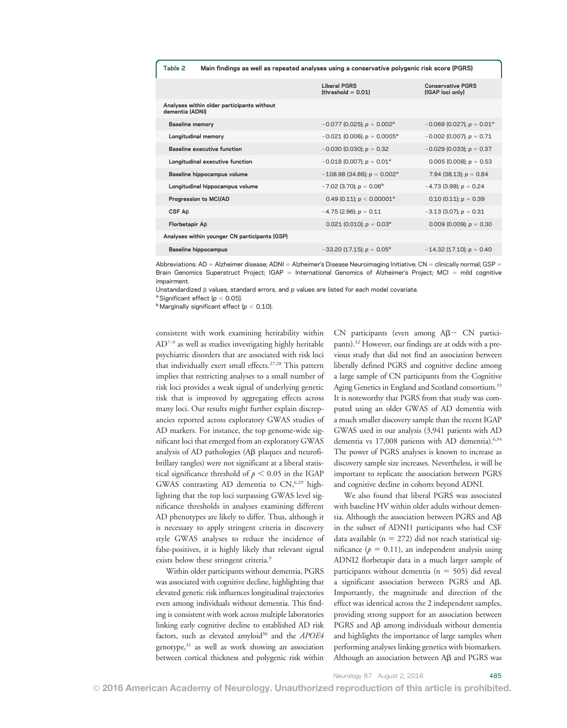**Table 2** Main findings as well as repeated analyses using a conservative polygenic risk score (PGRS)

| | Liberal PGRS (threshold = 0.01) | Conservative PGRS (IGAP loci only) |
|---|---|---|
| **Analyses within older participants without dementia (ADNI)** | | |
| Baseline memory | −0.077 (0.025); $p = 0.002$[a] | −0.069 (0.027); $p = 0.01$[a] |
| Longitudinal memory | −0.021 (0.006); $p = 0.0005$[a] | −0.002 (0.007); $p = 0.71$ |
| Baseline executive function | −0.030 (0.030); $p = 0.32$ | −0.029 (0.033); $p = 0.37$ |
| Longitudinal executive function | −0.018 (0.007); $p = 0.01$[a] | 0.005 (0.008); $p = 0.53$ |
| Baseline hippocampus volume | −108.98 (34.86); $p = 0.002$[a] | 7.94 (38.13); $p = 0.84$ |
| Longitudinal hippocampus volume | −7.02 (3.70); $p = 0.06$[b] | −4.73 (3.99); $p = 0.24$ |
| Progression to MCI/AD | 0.49 (0.11); $p < 0.00001$[a] | 0.10 (0.11); $p = 0.39$ |
| CSF Aβ | −4.75 (2.96); $p = 0.11$ | −3.13 (3.07); $p = 0.31$ |
| Florbetapir Aβ | 0.021 (0.010); $p = 0.03$[a] | 0.009 (0.009); $p = 0.30$ |
| **Analyses within younger CN participants (GSP)** | | |
| Baseline hippocampus | −33.20 (17.15); $p = 0.05$[a] | −14.32 (17.10); $p = 0.40$ |

Abbreviations: AD = Alzheimer disease; ADNI = Alzheimer's Disease Neuroimaging Initiative; CN = clinically normal; GSP = Brain Genomics Superstruct Project; IGAP = International Genomics of Alzheimer's Project; MCI = mild cognitive impairment.

Unstandardized β values, standard errors, and $p$ values are listed for each model covariate.

[a] Significant effect ($p < 0.05$).

[b] Marginally significant effect ($p < 0.10$).

consistent with work examining heritability within AD[7–9] as well as studies investigating highly heritable psychiatric disorders that are associated with risk loci that individually exert small effects.[27,28] This pattern implies that restricting analyses to a small number of risk loci provides a weak signal of underlying genetic risk that is improved by aggregating effects across many loci. Our results might further explain discrepancies reported across exploratory GWAS studies of AD markers. For instance, the top genome-wide significant loci that emerged from an exploratory GWAS analysis of AD pathologies (Aβ plaques and neurofibrillary tangles) were not significant at a liberal statistical significance threshold of $p < 0.05$ in the IGAP GWAS contrasting AD dementia to CN,[6,29] highlighting that the top loci surpassing GWAS level significance thresholds in analyses examining different AD phenotypes are likely to differ. Thus, although it is necessary to apply stringent criteria in discovery style GWAS analyses to reduce the incidence of false-positives, it is highly likely that relevant signal exists below these stringent criteria.[9]

Within older participants without dementia, PGRS was associated with cognitive decline, highlighting that elevated genetic risk influences longitudinal trajectories even among individuals without dementia. This finding is consistent with work across multiple laboratories linking early cognitive decline to established AD risk factors, such as elevated amyloid[30] and the *APOE4* genotype,[31] as well as work showing an association between cortical thickness and polygenic risk within CN participants (even among Aβ− CN participants).[32] However, our findings are at odds with a previous study that did not find an association between liberally defined PGRS and cognitive decline among a large sample of CN participants from the Cognitive Aging Genetics in England and Scotland consortium.[33] It is noteworthy that PGRS from that study was computed using an older GWAS of AD dementia with a much smaller discovery sample than the recent IGAP GWAS used in our analysis (3,941 patients with AD dementia vs 17,008 patients with AD dementia).[6,34] The power of PGRS analyses is known to increase as discovery sample size increases. Nevertheless, it will be important to replicate the association between PGRS and cognitive decline in cohorts beyond ADNI.

We also found that liberal PGRS was associated with baseline HV within older adults without dementia. Although the association between PGRS and Aβ in the subset of ADNI1 participants who had CSF data available (n = 272) did not reach statistical significance ($p = 0.11$), an independent analysis using ADNI2 florbetapir data in a much larger sample of participants without dementia (n = 505) did reveal a significant association between PGRS and Aβ. Importantly, the magnitude and direction of the effect was identical across the 2 independent samples, providing strong support for an association between PGRS and Aβ among individuals without dementia and highlights the importance of large samples when performing analyses linking genetics with biomarkers. Although an association between Aβ and PGRS was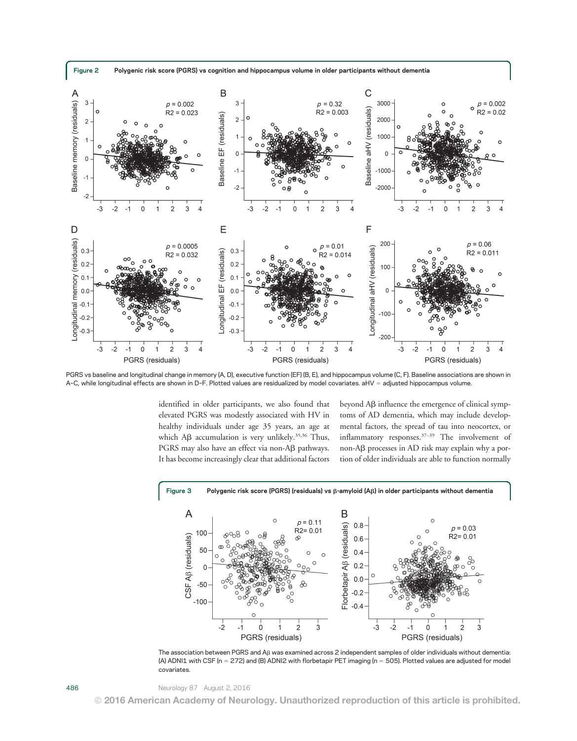**Figure 2** Polygenic risk score (PGRS) vs cognition and hippocampus volume in older participants without dementia

PGRS vs baseline and longitudinal change in memory (A, D), executive function (EF) (B, E), and hippocampus volume (C, F). Baseline associations are shown in A–C, while longitudinal effects are shown in D–F. Plotted values are residualized by model covariates. aHV = adjusted hippocampus volume.

identified in older participants, we also found that elevated PGRS was modestly associated with HV in healthy individuals under age 35 years, an age at which Aβ accumulation is very unlikely.[35,36] Thus, PGRS may also have an effect via non-Aβ pathways. It has become increasingly clear that additional factors beyond Aβ influence the emergence of clinical symptoms of AD dementia, which may include developmental factors, the spread of tau into neocortex, or inflammatory responses.[37–39] The involvement of non-Aβ processes in AD risk may explain why a portion of older individuals are able to function normally

**Figure 3** Polygenic risk score (PGRS) (residuals) vs β-amyloid (Aβ) in older participants without dementia

The association between PGRS and Aβ was examined across 2 independent samples of older individuals without dementia: (A) ADNI1 with CSF (n = 272) and (B) ADNI2 with florbetapir PET imaging (n = 505). Plotted values are adjusted for model covariates.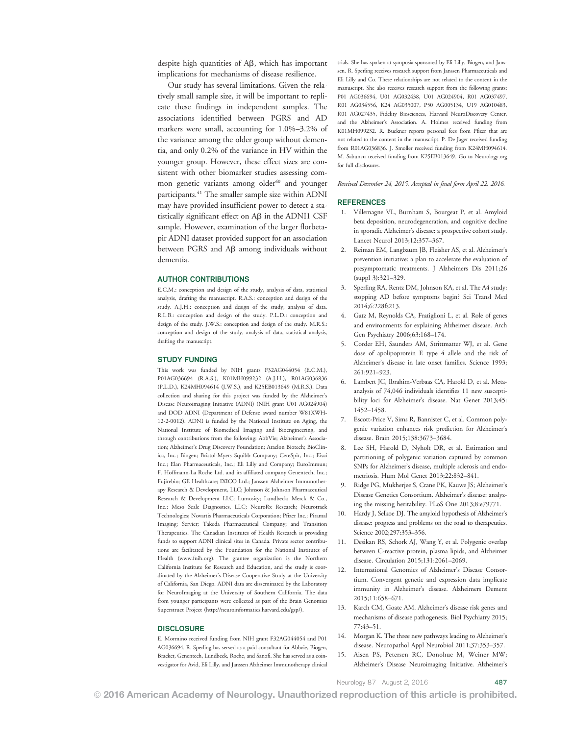despite high quantities of Aβ, which has important implications for mechanisms of disease resilience.

Our study has several limitations. Given the relatively small sample size, it will be important to replicate these findings in independent samples. The associations identified between PGRS and AD markers were small, accounting for 1.0%–3.2% of the variance among the older group without dementia, and only 0.2% of the variance in HV within the younger group. However, these effect sizes are consistent with other biomarker studies assessing common genetic variants among older[40] and younger participants.[41] The smaller sample size within ADNI may have provided insufficient power to detect a statistically significant effect on Aβ in the ADNI1 CSF sample. However, examination of the larger florbetapir ADNI dataset provided support for an association between PGRS and Aβ among individuals without dementia.

## AUTHOR CONTRIBUTIONS

E.C.M.: conception and design of the study, analysis of data, statistical analysis, drafting the manuscript. R.A.S.: conception and design of the study. A.J.H.: conception and design of the study, analysis of data. R.L.B.: conception and design of the study. P.L.D.: conception and design of the study. J.W.S.: conception and design of the study. M.R.S.: conception and design of the study, analysis of data, statistical analysis, drafting the manuscript.

## STUDY FUNDING

This work was funded by NIH grants F32AG044054 (E.C.M.), P01AG036694 (R.A.S.), K01MH099232 (A.J.H.), R01AG036836 (P.L.D.), K24MH094614 (J.W.S.), and K25EB013649 (M.R.S.). Data collection and sharing for this project was funded by the Alzheimer's Disease Neuroimaging Initiative (ADNI) (NIH grant U01 AG024904) and DOD ADNI (Department of Defense award number W81XWH-12-2-0012). ADNI is funded by the National Institute on Aging, the National Institute of Biomedical Imaging and Bioengineering, and through contributions from the following: AbbVie; Alzheimer's Association; Alzheimer's Drug Discovery Foundation; Araclon Biotech; BioClinica, Inc.; Biogen; Bristol-Myers Squibb Company; CereSpir, Inc.; Eisai Inc.; Elan Pharmaceuticals, Inc.; Eli Lilly and Company; EuroImmun; F. Hoffmann-La Roche Ltd. and its affiliated company Genentech, Inc.; Fujirebio; GE Healthcare; IXICO Ltd.; Janssen Alzheimer Immunotherapy Research & Development, LLC; Johnson & Johnson Pharmaceutical Research & Development LLC; Lumosity; Lundbeck; Merck & Co., Inc.; Meso Scale Diagnostics, LLC; NeuroRx Research; Neurotrack Technologies; Novartis Pharmaceuticals Corporation; Pfizer Inc.; Piramal Imaging; Servier; Takeda Pharmaceutical Company; and Transition Therapeutics. The Canadian Institutes of Health Research is providing funds to support ADNI clinical sites in Canada. Private sector contributions are facilitated by the Foundation for the National Institutes of Health (www.fnih.org). The grantee organization is the Northern California Institute for Research and Education, and the study is coordinated by the Alzheimer's Disease Cooperative Study at the University of California, San Diego. ADNI data are disseminated by the Laboratory for NeuroImaging at the University of Southern California. The data from younger participants were collected as part of the Brain Genomics Superstruct Project (http://neuroinformatics.harvard.edu/gsp/).

## DISCLOSURE

E. Mormino received funding from NIH grant F32AG044054 and P01 AG036694. R. Sperling has served as a paid consultant for Abbvie, Biogen, Bracket, Genentech, Lundbeck, Roche, and Sanofi. She has served as a coinvestigator for Avid, Eli Lilly, and Janssen Alzheimer Immunotherapy clinical trials. She has spoken at symposia sponsored by Eli Lilly, Biogen, and Janssen. R. Sperling receives research support from Janssen Pharmaceuticals and Eli Lilly and Co. These relationships are not related to the content in the manuscript. She also receives research support from the following grants: P01 AG036694, U01 AG032438, U01 AG024904, R01 AG037497, R01 AG034556, K24 AG035007, P50 AG005134, U19 AG010483, R01 AG027435, Fidelity Biosciences, Harvard NeuroDiscovery Center, and the Alzheimer's Association. A. Holmes received funding from K01MH099232. R. Buckner reports personal fees from Pfizer that are not related to the content in the manuscript. P. De Jager received funding from R01AG036836. J. Smoller received funding from K24MH094614. M. Sabuncu received funding from K25EB013649. Go to Neurology.org for full disclosures.

*Received December 24, 2015. Accepted in final form April 22, 2016.*

## REFERENCES

1. Villemagne VL, Burnham S, Bourgeat P, et al. Amyloid beta deposition, neurodegeneration, and cognitive decline in sporadic Alzheimer's disease: a prospective cohort study. Lancet Neurol 2013;12:357–367.
2. Reiman EM, Langbaum JB, Fleisher AS, et al. Alzheimer's prevention initiative: a plan to accelerate the evaluation of presymptomatic treatments. J Alzheimers Dis 2011;26 (suppl 3):321–329.
3. Sperling RA, Rentz DM, Johnson KA, et al. The A4 study: stopping AD before symptoms begin? Sci Transl Med 2014;6:228fs213.
4. Gatz M, Reynolds CA, Fratiglioni L, et al. Role of genes and environments for explaining Alzheimer disease. Arch Gen Psychiatry 2006;63:168–174.
5. Corder EH, Saunders AM, Strittmatter WJ, et al. Gene dose of apolipoprotein E type 4 allele and the risk of Alzheimer's disease in late onset families. Science 1993; 261:921–923.
6. Lambert JC, Ibrahim-Verbaas CA, Harold D, et al. Meta-analysis of 74,046 individuals identifies 11 new susceptibility loci for Alzheimer's disease. Nat Genet 2013;45: 1452–1458.
7. Escott-Price V, Sims R, Bannister C, et al. Common polygenic variation enhances risk prediction for Alzheimer's disease. Brain 2015;138:3673–3684.
8. Lee SH, Harold D, Nyholt DR, et al. Estimation and partitioning of polygenic variation captured by common SNPs for Alzheimer's disease, multiple sclerosis and endometriosis. Hum Mol Genet 2013;22:832–841.
9. Ridge PG, Mukherjee S, Crane PK, Kauwe JS; Alzheimer's Disease Genetics Consortium. Alzheimer's disease: analyzing the missing heritability. PLoS One 2013;8:e79771.
10. Hardy J, Selkoe DJ. The amyloid hypothesis of Alzheimer's disease: progress and problems on the road to therapeutics. Science 2002;297:353–356.
11. Desikan RS, Schork AJ, Wang Y, et al. Polygenic overlap between C-reactive protein, plasma lipids, and Alzheimer disease. Circulation 2015;131:2061–2069.
12. International Genomics of Alzheimer's Disease Consortium. Convergent genetic and expression data implicate immunity in Alzheimer's disease. Alzheimers Dement 2015;11:658–671.
13. Karch CM, Goate AM. Alzheimer's disease risk genes and mechanisms of disease pathogenesis. Biol Psychiatry 2015; 77:43–51.
14. Morgan K. The three new pathways leading to Alzheimer's disease. Neuropathol Appl Neurobiol 2011;37:353–357.
15. Aisen PS, Petersen RC, Donohue M, Weiner MW; Alzheimer's Disease Neuroimaging Initiative. Alzheimer's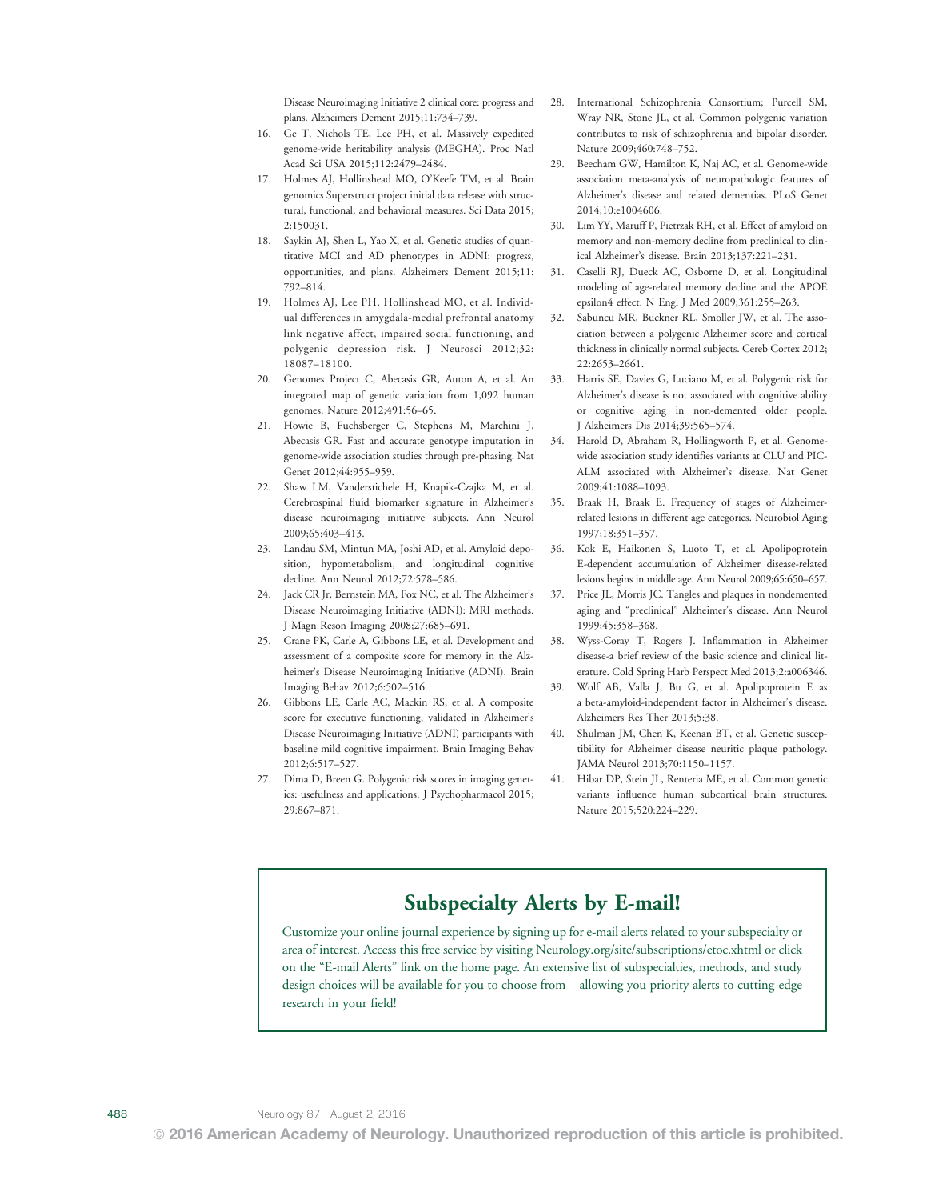Disease Neuroimaging Initiative 2 clinical core: progress and plans. Alzheimers Dement 2015;11:734–739.

16. Ge T, Nichols TE, Lee PH, et al. Massively expedited genome-wide heritability analysis (MEGHA). Proc Natl Acad Sci USA 2015;112:2479–2484.
17. Holmes AJ, Hollinshead MO, O'Keefe TM, et al. Brain genomics Superstruct project initial data release with structural, functional, and behavioral measures. Sci Data 2015; 2:150031.
18. Saykin AJ, Shen L, Yao X, et al. Genetic studies of quantitative MCI and AD phenotypes in ADNI: progress, opportunities, and plans. Alzheimers Dement 2015;11: 792–814.
19. Holmes AJ, Lee PH, Hollinshead MO, et al. Individual differences in amygdala-medial prefrontal anatomy link negative affect, impaired social functioning, and polygenic depression risk. J Neurosci 2012;32: 18087–18100.
20. Genomes Project C, Abecasis GR, Auton A, et al. An integrated map of genetic variation from 1,092 human genomes. Nature 2012;491:56–65.
21. Howie B, Fuchsberger C, Stephens M, Marchini J, Abecasis GR. Fast and accurate genotype imputation in genome-wide association studies through pre-phasing. Nat Genet 2012;44:955–959.
22. Shaw LM, Vanderstichele H, Knapik-Czajka M, et al. Cerebrospinal fluid biomarker signature in Alzheimer's disease neuroimaging initiative subjects. Ann Neurol 2009;65:403–413.
23. Landau SM, Mintun MA, Joshi AD, et al. Amyloid deposition, hypometabolism, and longitudinal cognitive decline. Ann Neurol 2012;72:578–586.
24. Jack CR Jr, Bernstein MA, Fox NC, et al. The Alzheimer's Disease Neuroimaging Initiative (ADNI): MRI methods. J Magn Reson Imaging 2008;27:685–691.
25. Crane PK, Carle A, Gibbons LE, et al. Development and assessment of a composite score for memory in the Alzheimer's Disease Neuroimaging Initiative (ADNI). Brain Imaging Behav 2012;6:502–516.
26. Gibbons LE, Carle AC, Mackin RS, et al. A composite score for executive functioning, validated in Alzheimer's Disease Neuroimaging Initiative (ADNI) participants with baseline mild cognitive impairment. Brain Imaging Behav 2012;6:517–527.
27. Dima D, Breen G. Polygenic risk scores in imaging genetics: usefulness and applications. J Psychopharmacol 2015; 29:867–871.
28. International Schizophrenia Consortium; Purcell SM, Wray NR, Stone JL, et al. Common polygenic variation contributes to risk of schizophrenia and bipolar disorder. Nature 2009;460:748–752.
29. Beecham GW, Hamilton K, Naj AC, et al. Genome-wide association meta-analysis of neuropathologic features of Alzheimer's disease and related dementias. PLoS Genet 2014;10:e1004606.
30. Lim YY, Maruff P, Pietrzak RH, et al. Effect of amyloid on memory and non-memory decline from preclinical to clinical Alzheimer's disease. Brain 2013;137:221–231.
31. Caselli RJ, Dueck AC, Osborne D, et al. Longitudinal modeling of age-related memory decline and the APOE epsilon4 effect. N Engl J Med 2009;361:255–263.
32. Sabuncu MR, Buckner RL, Smoller JW, et al. The association between a polygenic Alzheimer score and cortical thickness in clinically normal subjects. Cereb Cortex 2012; 22:2653–2661.
33. Harris SE, Davies G, Luciano M, et al. Polygenic risk for Alzheimer's disease is not associated with cognitive ability or cognitive aging in non-demented older people. J Alzheimers Dis 2014;39:565–574.
34. Harold D, Abraham R, Hollingworth P, et al. Genome-wide association study identifies variants at CLU and PICALM associated with Alzheimer's disease. Nat Genet 2009;41:1088–1093.
35. Braak H, Braak E. Frequency of stages of Alzheimer-related lesions in different age categories. Neurobiol Aging 1997;18:351–357.
36. Kok E, Haikonen S, Luoto T, et al. Apolipoprotein E-dependent accumulation of Alzheimer disease-related lesions begins in middle age. Ann Neurol 2009;65:650–657.
37. Price JL, Morris JC. Tangles and plaques in nondemented aging and "preclinical" Alzheimer's disease. Ann Neurol 1999;45:358–368.
38. Wyss-Coray T, Rogers J. Inflammation in Alzheimer disease-a brief review of the basic science and clinical literature. Cold Spring Harb Perspect Med 2013;2:a006346.
39. Wolf AB, Valla J, Bu G, et al. Apolipoprotein E as a beta-amyloid-independent factor in Alzheimer's disease. Alzheimers Res Ther 2013;5:38.
40. Shulman JM, Chen K, Keenan BT, et al. Genetic susceptibility for Alzheimer disease neuritic plaque pathology. JAMA Neurol 2013;70:1150–1157.
41. Hibar DP, Stein JL, Renteria ME, et al. Common genetic variants influence human subcortical brain structures. Nature 2015;520:224–229.

## Subspecialty Alerts by E-mail!

Customize your online journal experience by signing up for e-mail alerts related to your subspecialty or area of interest. Access this free service by visiting Neurology.org/site/subscriptions/etoc.xhtml or click on the "E-mail Alerts" link on the home page. An extensive list of subspecialties, methods, and study design choices will be available for you to choose from—allowing you priority alerts to cutting-edge research in your field!